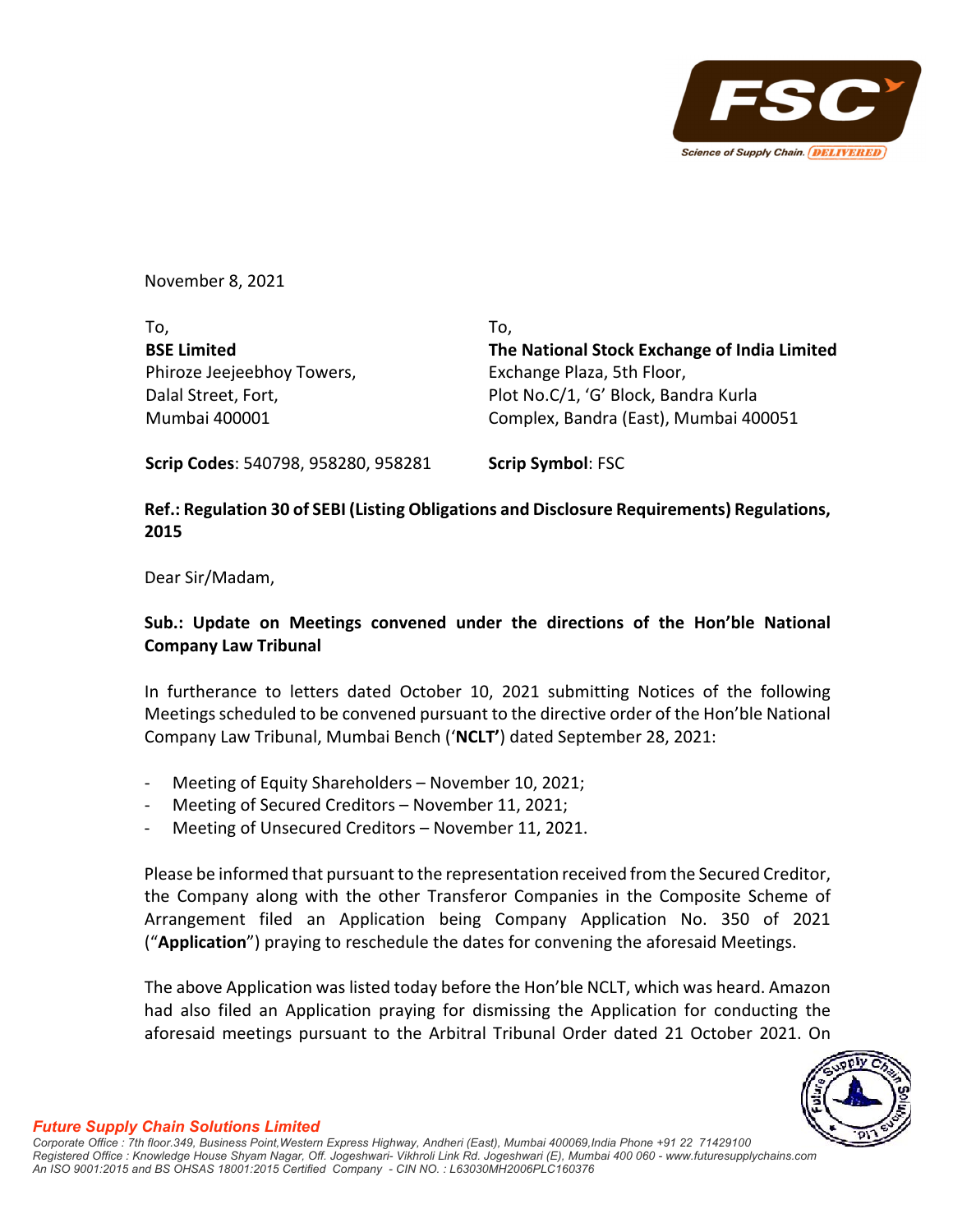November 8, 2021

To,
**BSE Limited**
Phiroze Jeejeebhoy Towers,
Dalal Street, Fort,
Mumbai 400001

**Scrip Codes**: 540798, 958280, 958281

To,
**The National Stock Exchange of India Limited**
Exchange Plaza, 5th Floor,
Plot No.C/1, 'G' Block, Bandra Kurla
Complex, Bandra (East), Mumbai 400051

**Scrip Symbol**: FSC

**Ref.: Regulation 30 of SEBI (Listing Obligations and Disclosure Requirements) Regulations, 2015**

Dear Sir/Madam,

**Sub.: Update on Meetings convened under the directions of the Hon'ble National Company Law Tribunal**

In furtherance to letters dated October 10, 2021 submitting Notices of the following Meetings scheduled to be convened pursuant to the directive order of the Hon'ble National Company Law Tribunal, Mumbai Bench ('**NCLT**') dated September 28, 2021:

- Meeting of Equity Shareholders – November 10, 2021;
- Meeting of Secured Creditors – November 11, 2021;
- Meeting of Unsecured Creditors – November 11, 2021.

Please be informed that pursuant to the representation received from the Secured Creditor, the Company along with the other Transferor Companies in the Composite Scheme of Arrangement filed an Application being Company Application No. 350 of 2021 ("**Application**") praying to reschedule the dates for convening the aforesaid Meetings.

The above Application was listed today before the Hon'ble NCLT, which was heard. Amazon had also filed an Application praying for dismissing the Application for conducting the aforesaid meetings pursuant to the Arbitral Tribunal Order dated 21 October 2021. On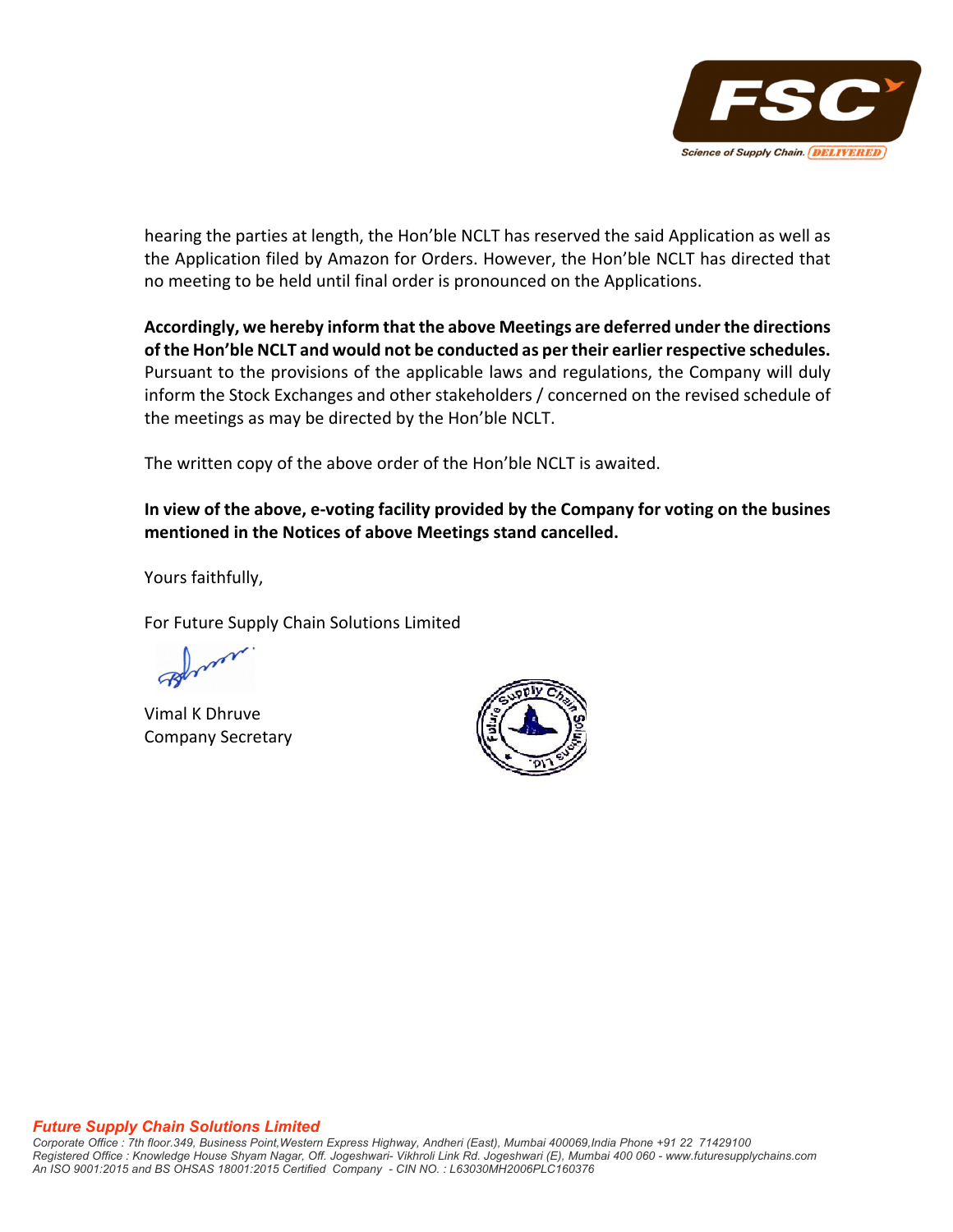hearing the parties at length, the Hon'ble NCLT has reserved the said Application as well as the Application filed by Amazon for Orders. However, the Hon'ble NCLT has directed that no meeting to be held until final order is pronounced on the Applications.

**Accordingly, we hereby inform that the above Meetings are deferred under the directions of the Hon'ble NCLT and would not be conducted as per their earlier respective schedules.** Pursuant to the provisions of the applicable laws and regulations, the Company will duly inform the Stock Exchanges and other stakeholders / concerned on the revised schedule of the meetings as may be directed by the Hon'ble NCLT.

The written copy of the above order of the Hon'ble NCLT is awaited.

**In view of the above, e-voting facility provided by the Company for voting on the busines mentioned in the Notices of above Meetings stand cancelled.**

Yours faithfully,

For Future Supply Chain Solutions Limited

Vimal K Dhruve
Company Secretary